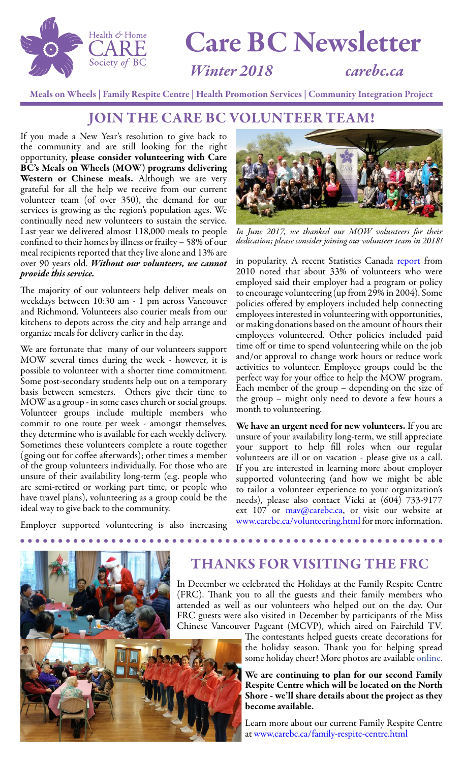# Care BC Newsletter

*Winter 2018* *carebc.ca*

Health & Home CARE Society of BC

Meals on Wheels | Family Respite Centre | Health Promotion Services | Community Integration Project

## JOIN THE CARE BC VOLUNTEER TEAM!

If you made a New Year's resolution to give back to the community and are still looking for the right opportunity, **please consider volunteering with Care BC's Meals on Wheels (MOW) programs delivering Western or Chinese meals.** Although we are very grateful for all the help we receive from our current volunteer team (of over 350), the demand for our services is growing as the region's population ages. We continually need new volunteers to sustain the service. Last year we delivered almost 118,000 meals to people confined to their homes by illness or frailty – 58% of our meal recipients reported that they live alone and 13% are over 90 years old. ***Without our volunteers, we cannot provide this service.***

The majority of our volunteers help deliver meals on weekdays between 10:30 am - 1 pm across Vancouver and Richmond. Volunteers also courier meals from our kitchens to depots across the city and help arrange and organize meals for delivery earlier in the day.

We are fortunate that many of our volunteers support MOW several times during the week - however, it is possible to volunteer with a shorter time commitment. Some post-secondary students help out on a temporary basis between semesters. Others give their time to MOW as a group - in some cases church or social groups. Volunteer groups include multiple members who commit to one route per week - amongst themselves, they determine who is available for each weekly delivery. Sometimes these volunteers complete a route together (going out for coffee afterwards); other times a member of the group volunteers individually. For those who are unsure of their availability long-term (e.g. people who are semi-retired or working part time, or people who have travel plans), volunteering as a group could be the ideal way to give back to the community.

Employer supported volunteering is also increasing in popularity. A recent Statistics Canada report from 2010 noted that about 33% of volunteers who were employed said their employer had a program or policy to encourage volunteering (up from 29% in 2004). Some policies offered by employers included help connecting employees interested in volunteering with opportunities, or making donations based on the amount of hours their employees volunteered. Other policies included paid time off or time to spend volunteering while on the job and/or approval to change work hours or reduce work activities to volunteer. Employee groups could be the perfect way for your office to help the MOW program. Each member of the group – depending on the size of the group – might only need to devote a few hours a month to volunteering.

*In June 2017, we thanked our MOW volunteers for their dedication; please consider joining our volunteer team in 2018!*

**We have an urgent need for new volunteers.** If you are unsure of your availability long-term, we still appreciate your support to help fill roles when our regular volunteers are ill or on vacation - please give us a call. If you are interested in learning more about employer supported volunteering (and how we might be able to tailor a volunteer experience to your organization's needs), please also contact Vicki at (604) 733-9177 ext 107 or mav@carebc.ca, or visit our website at www.carebc.ca/volunteering.html for more information.

## THANKS FOR VISITING THE FRC

In December we celebrated the Holidays at the Family Respite Centre (FRC). Thank you to all the guests and their family members who attended as well as our volunteers who helped out on the day. Our FRC guests were also visited in December by participants of the Miss Chinese Vancouver Pageant (MCVP), which aired on Fairchild TV. The contestants helped guests create decorations for the holiday season. Thank you for helping spread some holiday cheer! More photos are available online.

**We are continuing to plan for our second Family Respite Centre which will be located on the North Shore - we'll share details about the project as they become available.**

Learn more about our current Family Respite Centre at www.carebc.ca/family-respite-centre.html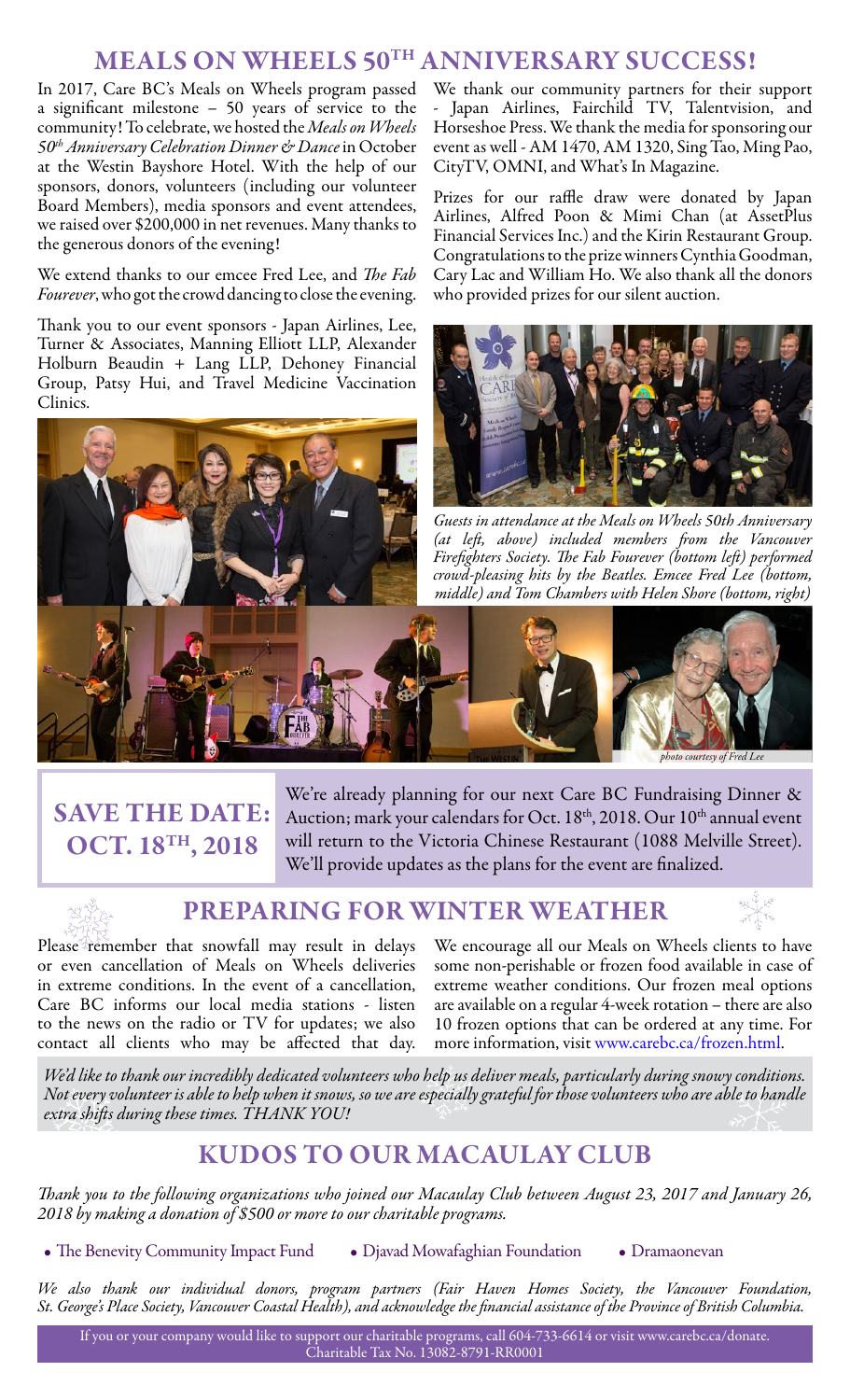# MEALS ON WHEELS 50TH ANNIVERSARY SUCCESS!

In 2017, Care BC's Meals on Wheels program passed a significant milestone – 50 years of service to the community! To celebrate, we hosted the *Meals on Wheels 50th Anniversary Celebration Dinner & Dance* in October at the Westin Bayshore Hotel. With the help of our sponsors, donors, volunteers (including our volunteer Board Members), media sponsors and event attendees, we raised over $200,000 in net revenues. Many thanks to the generous donors of the evening!

We extend thanks to our emcee Fred Lee, and *The Fab Fourever*, who got the crowd dancing to close the evening.

Thank you to our event sponsors - Japan Airlines, Lee, Turner & Associates, Manning Elliott LLP, Alexander Holburn Beaudin + Lang LLP, Dehoney Financial Group, Patsy Hui, and Travel Medicine Vaccination Clinics.

We thank our community partners for their support - Japan Airlines, Fairchild TV, Talentvision, and Horseshoe Press. We thank the media for sponsoring our event as well - AM 1470, AM 1320, Sing Tao, Ming Pao, CityTV, OMNI, and What's In Magazine.

Prizes for our raffle draw were donated by Japan Airlines, Alfred Poon & Mimi Chan (at AssetPlus Financial Services Inc.) and the Kirin Restaurant Group. Congratulations to the prize winners Cynthia Goodman, Cary Lac and William Ho. We also thank all the donors who provided prizes for our silent auction.

*Guests in attendance at the Meals on Wheels 50th Anniversary (at left, above) included members from the Vancouver Firefighters Society. The Fab Fourever (bottom left) performed crowd-pleasing hits by the Beatles. Emcee Fred Lee (bottom, middle) and Tom Chambers with Helen Shore (bottom, right)*

*photo courtesy of Fred Lee*

## SAVE THE DATE: OCT. 18TH, 2018

We're already planning for our next Care BC Fundraising Dinner & Auction; mark your calendars for Oct. 18th, 2018. Our 10th annual event will return to the Victoria Chinese Restaurant (1088 Melville Street). We'll provide updates as the plans for the event are finalized.

# PREPARING FOR WINTER WEATHER

Please remember that snowfall may result in delays or even cancellation of Meals on Wheels deliveries in extreme conditions. In the event of a cancellation, Care BC informs our local media stations - listen to the news on the radio or TV for updates; we also contact all clients who may be affected that day.

We encourage all our Meals on Wheels clients to have some non-perishable or frozen food available in case of extreme weather conditions. Our frozen meal options are available on a regular 4-week rotation – there are also 10 frozen options that can be ordered at any time. For more information, visit www.carebc.ca/frozen.html.

*We'd like to thank our incredibly dedicated volunteers who help us deliver meals, particularly during snowy conditions. Not every volunteer is able to help when it snows, so we are especially grateful for those volunteers who are able to handle extra shifts during these times. THANK YOU!*

# KUDOS TO OUR MACAULAY CLUB

*Thank you to the following organizations who joined our Macaulay Club between August 23, 2017 and January 26, 2018 by making a donation of $500 or more to our charitable programs.*

- The Benevity Community Impact Fund
- Djavad Mowafaghian Foundation
- Dramaonevan

*We also thank our individual donors, program partners (Fair Haven Homes Society, the Vancouver Foundation, St. George's Place Society, Vancouver Coastal Health), and acknowledge the financial assistance of the Province of British Columbia.*

If you or your company would like to support our charitable programs, call 604-733-6614 or visit www.carebc.ca/donate. Charitable Tax No. 13082-8791-RR0001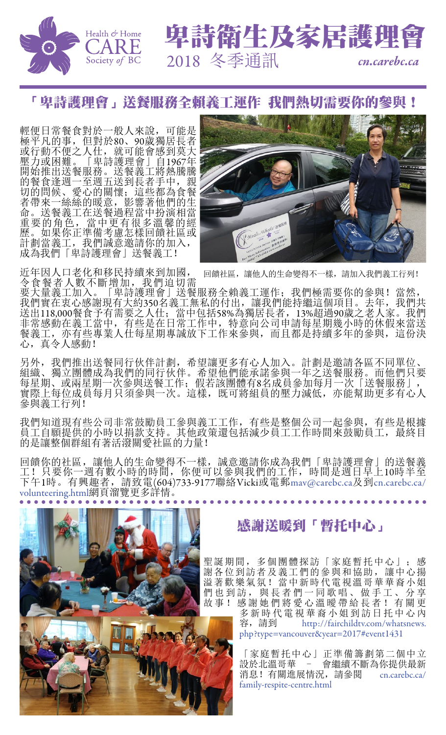# 卑詩衛生及家居護理會

Health & Home CARE Society of BC

2018 冬季通訊

*cn.carebc.ca*

## 「卑詩護理會」送餐服務全賴義工運作 我們熱切需要你的參與！

輕便日常餐食對於一般人來說，可能是極平凡的事，但對於80、90歲獨居長者或行動不便之人仕，就可能會感到莫大壓力或困難。「卑詩護理會」自1967年開始推出送餐服務。送餐義工將熱騰騰的餐食逢週一至週五送到長者手中，親切的問候、愛心的關懷；這些都為食餐者帶來一絲絲的暖意，影響著他們的生命。送餐義工在送餐過程當中扮演相當重要的角色，當中更有很多溫馨的經歷。如果你正準備考慮怎樣回饋社區或計劃當義工，我們誠意邀請你的加入，成為我們「卑詩護理會」送餐義工！

回饋社區，讓他人的生命變得不一樣，請加入我們義工行列！

近年因人口老化和移民持續來到加國，令食餐者人數不斷增加，我們迫切需要大量義工加入。「卑詩護理會」送餐服務全賴義工運作；我們極需要你的參與！當然，我們實在衷心感謝現有大約350名義工無私的付出，讓我們能持繼這個項目。去年，我們共送出118,000餐食予有需要之人仕；當中包括58%為獨居長者，13%超過90歲之老人家。我們非常感動在義工當中，有些是在日常工作中，特意向公司申請每星期幾小時的休假來當送餐義工，亦有些專業人仕每星期專誠放下工作來參與，而且都是持續多年的參與，這份決心，真令人感動！

另外，我們推出送餐同行伙伴計劃，希望讓更多有心人加入。計劃是邀請各區不同單位、組織、獨立團體成為我們的同行伙伴。希望他們能承諾參與一年之送餐服務。而他們只要每星期、或兩星期一次參與送餐工作；假若該團體有8名成員參加每月一次「送餐服務」，實際上每位成員每月只須參與一次。這樣，既可將組員的壓力減低，亦能幫助更多有心人參與義工行列！

我們知道現有些公司非常鼓勵員工參與義工工作，有些是整個公司一起參與，有些是根據員工自願提供的小時以捐款支持。其他政策還包括減少員工工作時間來鼓勵員工，最終目的是讓整個群組有著活潑關愛社區的力量！

回饋你的社區，讓他人的生命變得不一樣，誠意邀請你成為我們「卑詩護理會」的送餐義工！只要你一週有數小時的時間，你便可以參與我們的工作，時間是週日早上10時半至下午1時。有興趣者，請致電(604)733-9177聯絡Vicki或電郵mav@carebc.ca及到cn.carebc.ca/volunteering.html網頁瀏覽更多詳情。

## 感謝送暖到「暫托中心」

聖誕期間，多個團體探訪「家庭暫托中心」；感謝各位到訪者及義工們的參與和協助，讓中心揚溢著歡樂氣氛！當中新時代電視溫哥華華裔小姐們也到訪，與長者們一同歌唱、做手工、分享故事！感謝她們將愛心溫暖帶給長者！有關更多新時代電視華裔小姐到訪日托中心內容，請到 http://fairchildtv.com/whatsnews.php?type=vancouver&year=2017#event1431

「家庭暫托中心」正準備籌劃第二個中立設於北溫哥華 – 會繼續不斷為你提供最新消息！有關進展情況，請參閱 cn.carebc.ca/family-respite-centre.html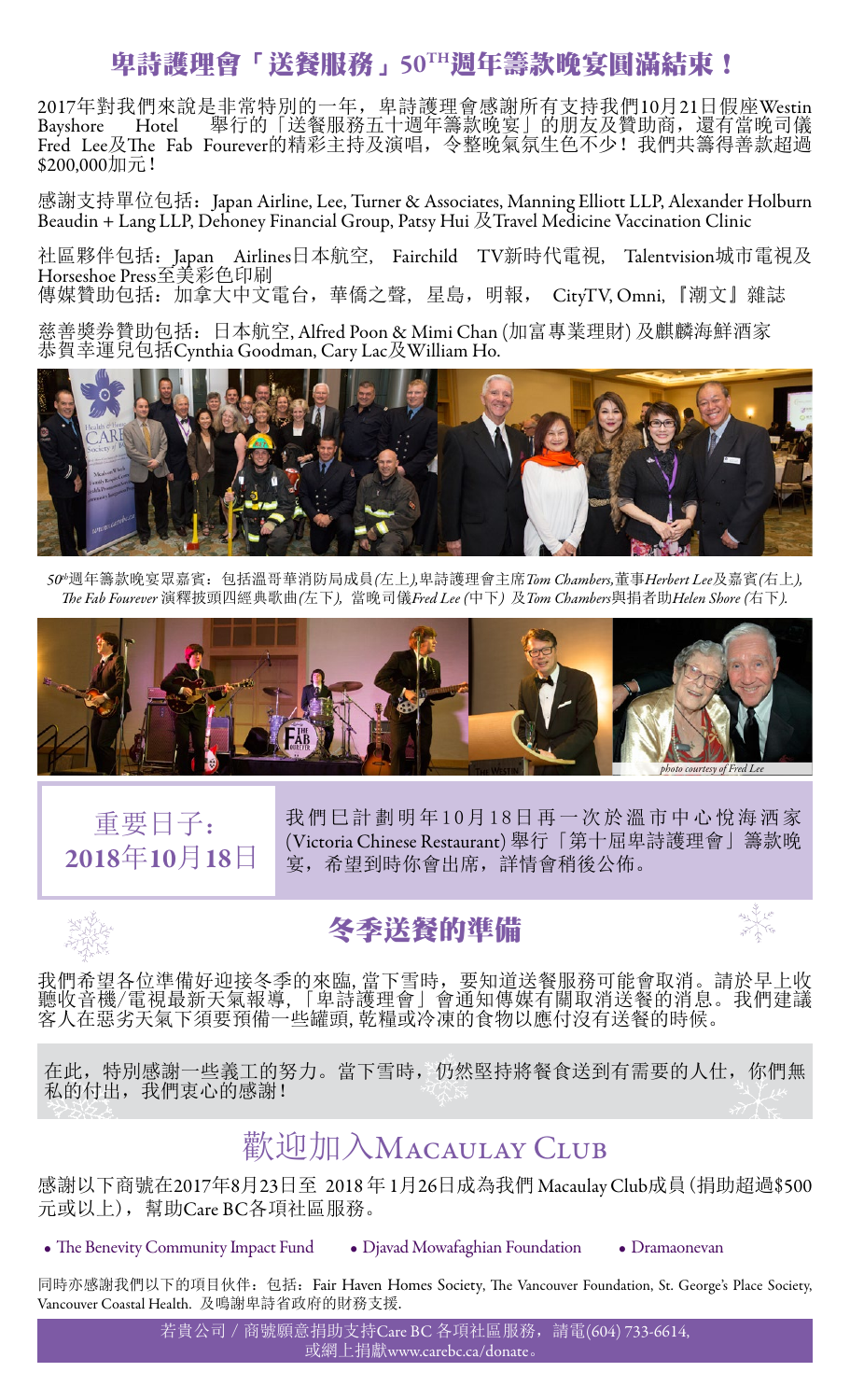# 卑詩護理會「送餐服務」50[TH]週年籌款晚宴圓滿結束！

2017年對我們來說是非常特別的一年，卑詩護理會感謝所有支持我們10月21日假座Westin Bayshore Hotel 舉行的「送餐服務五十週年籌款晚宴」的朋友及贊助商，還有當晚司儀Fred Lee及The Fab Fourever的精彩主持及演唱，令整晚氣氛生色不少！我們共籌得善款超過$200,000加元！

感謝支持單位包括：Japan Airline, Lee, Turner & Associates, Manning Elliott LLP, Alexander Holburn Beaudin + Lang LLP, Dehoney Financial Group, Patsy Hui 及Travel Medicine Vaccination Clinic

社區夥伴包括：Japan Airlines日本航空, Fairchild TV新時代電視, Talentvision城市電視及Horseshoe Press至美彩色印刷
傳媒贊助包括：加拿大中文電台，華僑之聲，星島，明報， CityTV, Omni, 『潮文』雜誌

慈善獎券贊助包括：日本航空, Alfred Poon & Mimi Chan (加富專業理財) 及麒麟海鮮酒家
恭賀幸運兒包括Cynthia Goodman, Cary Lac及William Ho.

*50[th]週年籌款晚宴眾嘉賓：包括溫哥華消防局成員(左上),卑詩護理會主席Tom Chambers,董事Herbert Lee及嘉賓(右上), The Fab Fourever 演釋披頭四經典歌曲(左下), 當晚司儀Fred Lee (中下) 及Tom Chambers與捐者助Helen Shore (右下).*

*photo courtesy of Fred Lee*

**重要日子：2018年10月18日**

我們已計劃明年10月18日再一次於溫市中心悅海酒家(Victoria Chinese Restaurant) 舉行「第十屆卑詩護理會」籌款晚宴，希望到時你會出席，詳情會稍後公佈。

## 冬季送餐的準備

我們希望各位準備好迎接冬季的來臨, 當下雪時，要知道送餐服務可能會取消。請於早上收聽收音機/電視最新天氣報導,「卑詩護理會」會通知傳媒有關取消送餐的消息。我們建議客人在惡劣天氣下須要預備一些罐頭, 乾糧或冷凍的食物以應付沒有送餐的時候。

在此，特別感謝一些義工的努力。當下雪時，仍然堅持將餐食送到有需要的人仕，你們無私的付出，我們衷心的感謝！

## 歡迎加入Macaulay Club

感謝以下商號在2017年8月23日至 2018 年 1月26日成為我們 Macaulay Club成員 (捐助超過$500元或以上)，幫助Care BC各項社區服務。

- The Benevity Community Impact Fund
- Djavad Mowafaghian Foundation
- Dramaonevan

同時亦感謝我們以下的項目伙伴：包括：Fair Haven Homes Society, The Vancouver Foundation, St. George's Place Society, Vancouver Coastal Health. 及鳴謝卑詩省政府的財務支援.

若貴公司 / 商號願意捐助支持Care BC 各項社區服務，請電(604) 733-6614,
或網上捐獻www.carebc.ca/donate。